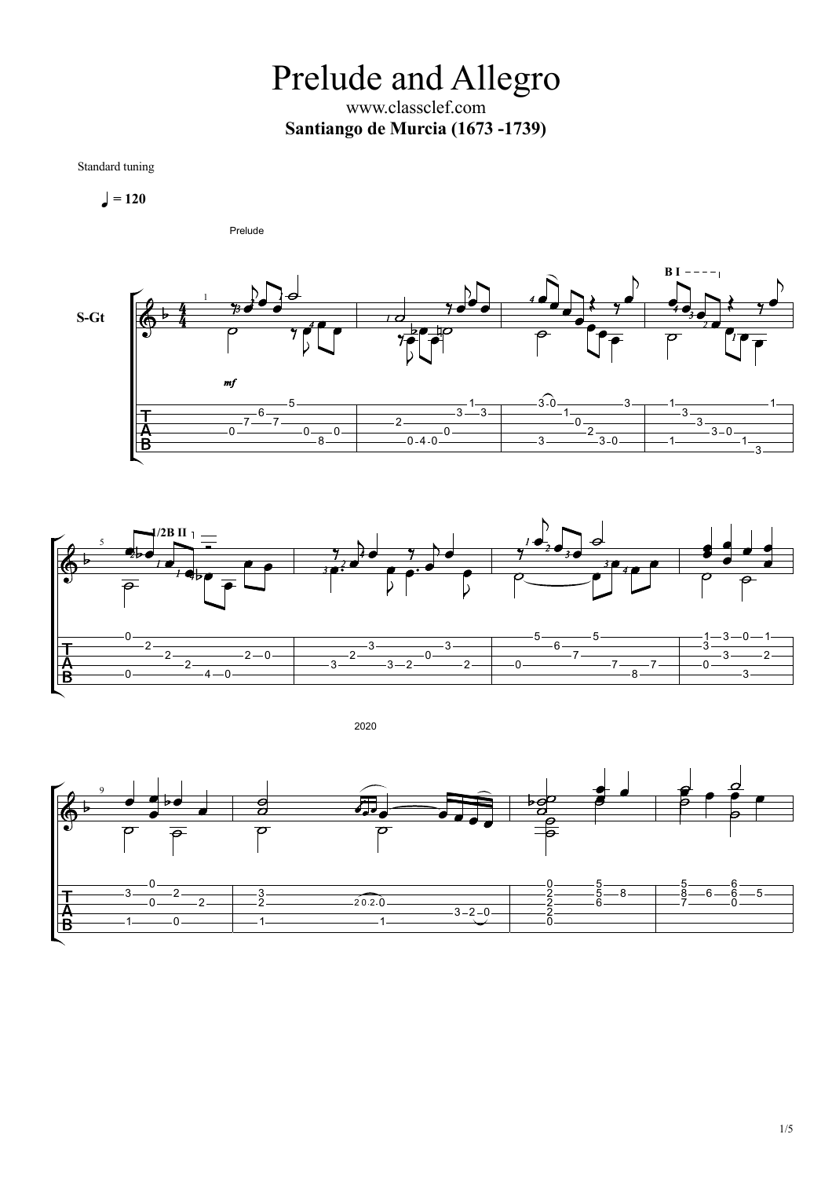# Prelude and Allegro

www.classclef.com

**Santiango de Murcia (1673 -1739)**

Standard tuning

♩ = 120

Prelude

S-Gt

2020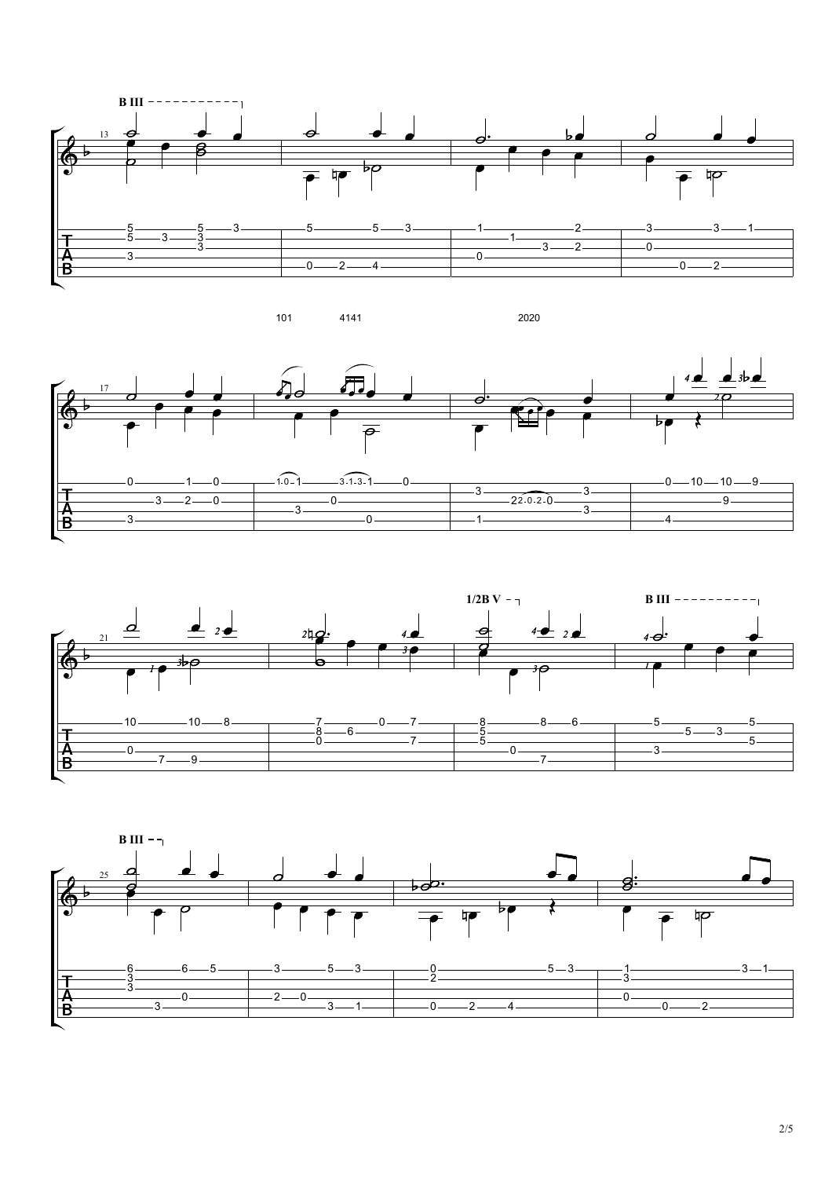101 4141 2020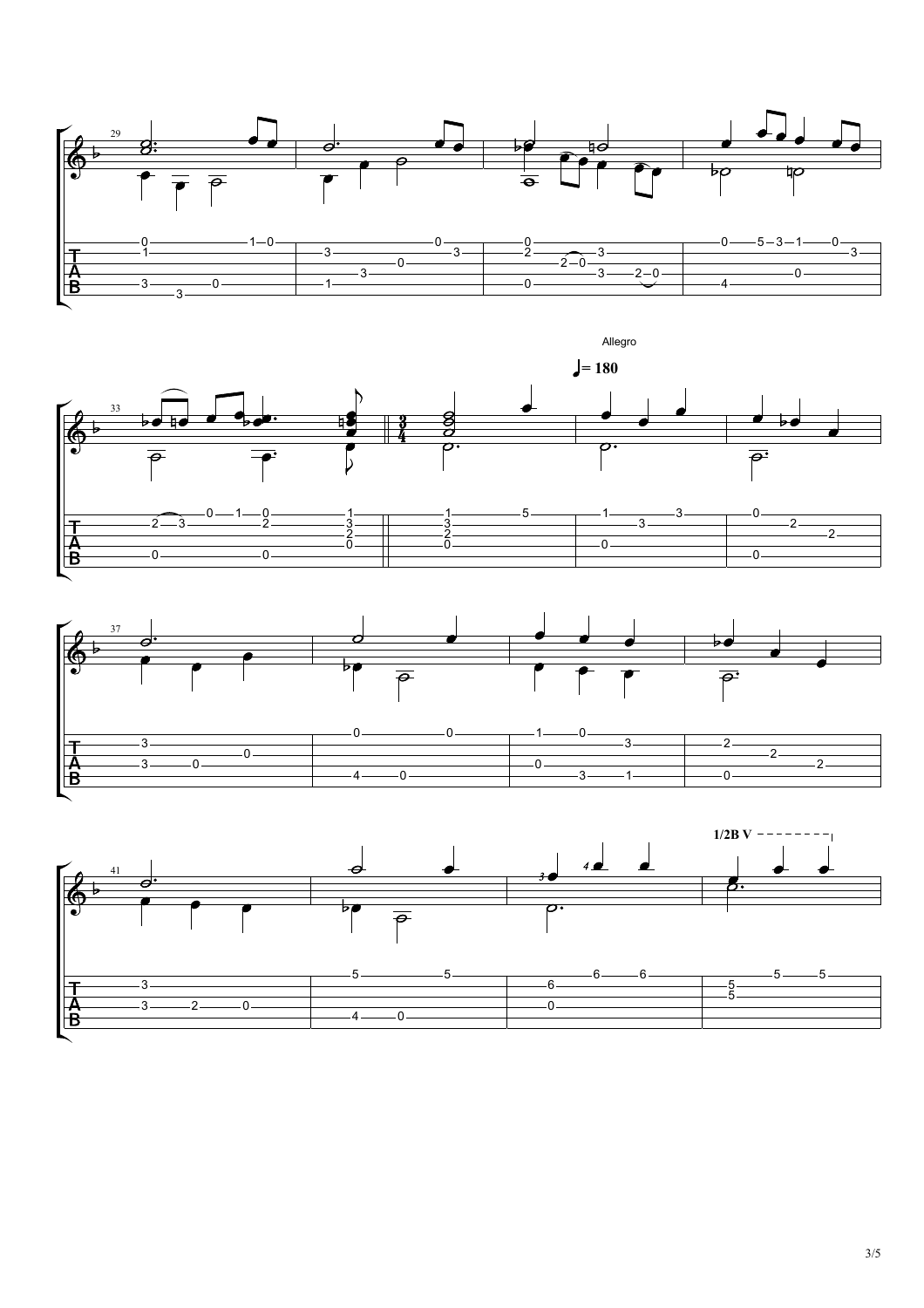Allegro

♩= 180

1/2B V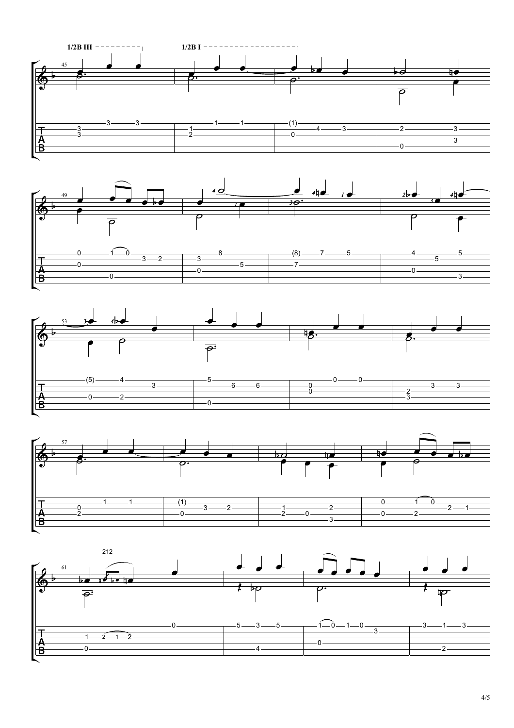1/2B III

1/2B I